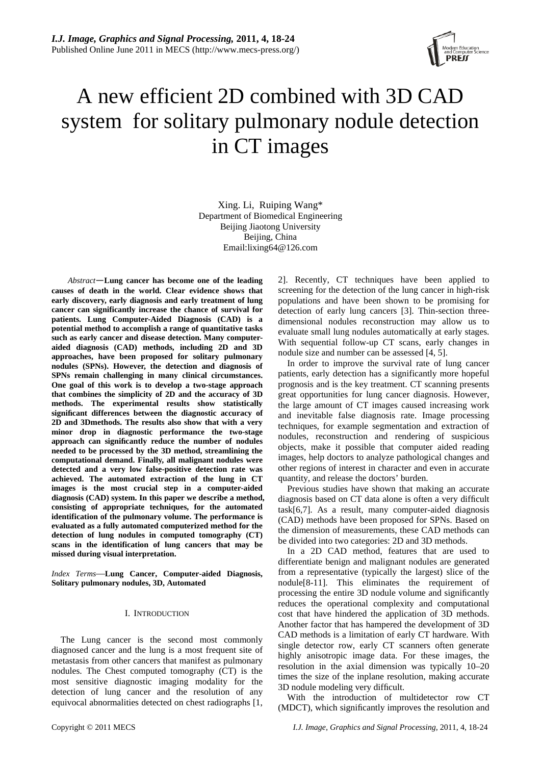# A new efficient 2D combined with 3D CAD system for solitary pulmonary nodule detection in CT images

Xing. Li, Ruiping Wang*
Department of Biomedical Engineering
Beijing Jiaotong University
Beijing, China
Email:lixing64@126.com

*Abstract*—**Lung cancer has become one of the leading causes of death in the world. Clear evidence shows that early discovery, early diagnosis and early treatment of lung cancer can significantly increase the chance of survival for patients. Lung Computer-Aided Diagnosis (CAD) is a potential method to accomplish a range of quantitative tasks such as early cancer and disease detection. Many computer-aided diagnosis (CAD) methods, including 2D and 3D approaches, have been proposed for solitary pulmonary nodules (SPNs). However, the detection and diagnosis of SPNs remain challenging in many clinical circumstances. One goal of this work is to develop a two-stage approach that combines the simplicity of 2D and the accuracy of 3D methods. The experimental results show statistically significant differences between the diagnostic accuracy of 2D and 3Dmethods. The results also show that with a very minor drop in diagnostic performance the two-stage approach can significantly reduce the number of nodules needed to be processed by the 3D method, streamlining the computational demand. Finally, all malignant nodules were detected and a very low false-positive detection rate was achieved. The automated extraction of the lung in CT images is the most crucial step in a computer-aided diagnosis (CAD) system. In this paper we describe a method, consisting of appropriate techniques, for the automated identification of the pulmonary volume. The performance is evaluated as a fully automated computerized method for the detection of lung nodules in computed tomography (CT) scans in the identification of lung cancers that may be missed during visual interpretation.**

*Index Terms*—**Lung Cancer, Computer-aided Diagnosis, Solitary pulmonary nodules, 3D, Automated**

## I. Introduction

The Lung cancer is the second most commonly diagnosed cancer and the lung is a most frequent site of metastasis from other cancers that manifest as pulmonary nodules. The Chest computed tomography (CT) is the most sensitive diagnostic imaging modality for the detection of lung cancer and the resolution of any equivocal abnormalities detected on chest radiographs [1, 2]. Recently, CT techniques have been applied to screening for the detection of the lung cancer in high-risk populations and have been shown to be promising for detection of early lung cancers [3]. Thin-section three-dimensional nodules reconstruction may allow us to evaluate small lung nodules automatically at early stages. With sequential follow-up CT scans, early changes in nodule size and number can be assessed [4, 5].

In order to improve the survival rate of lung cancer patients, early detection has a significantly more hopeful prognosis and is the key treatment. CT scanning presents great opportunities for lung cancer diagnosis. However, the large amount of CT images caused increasing work and inevitable false diagnosis rate. Image processing techniques, for example segmentation and extraction of nodules, reconstruction and rendering of suspicious objects, make it possible that computer aided reading images, help doctors to analyze pathological changes and other regions of interest in character and even in accurate quantity, and release the doctors' burden.

Previous studies have shown that making an accurate diagnosis based on CT data alone is often a very difficult task[6,7]. As a result, many computer-aided diagnosis (CAD) methods have been proposed for SPNs. Based on the dimension of measurements, these CAD methods can be divided into two categories: 2D and 3D methods.

In a 2D CAD method, features that are used to differentiate benign and malignant nodules are generated from a representative (typically the largest) slice of the nodule[8-11]. This eliminates the requirement of processing the entire 3D nodule volume and significantly reduces the operational complexity and computational cost that have hindered the application of 3D methods. Another factor that has hampered the development of 3D CAD methods is a limitation of early CT hardware. With single detector row, early CT scanners often generate highly anisotropic image data. For these images, the resolution in the axial dimension was typically 10–20 times the size of the inplane resolution, making accurate 3D nodule modeling very difficult.

With the introduction of multidetector row CT (MDCT), which significantly improves the resolution and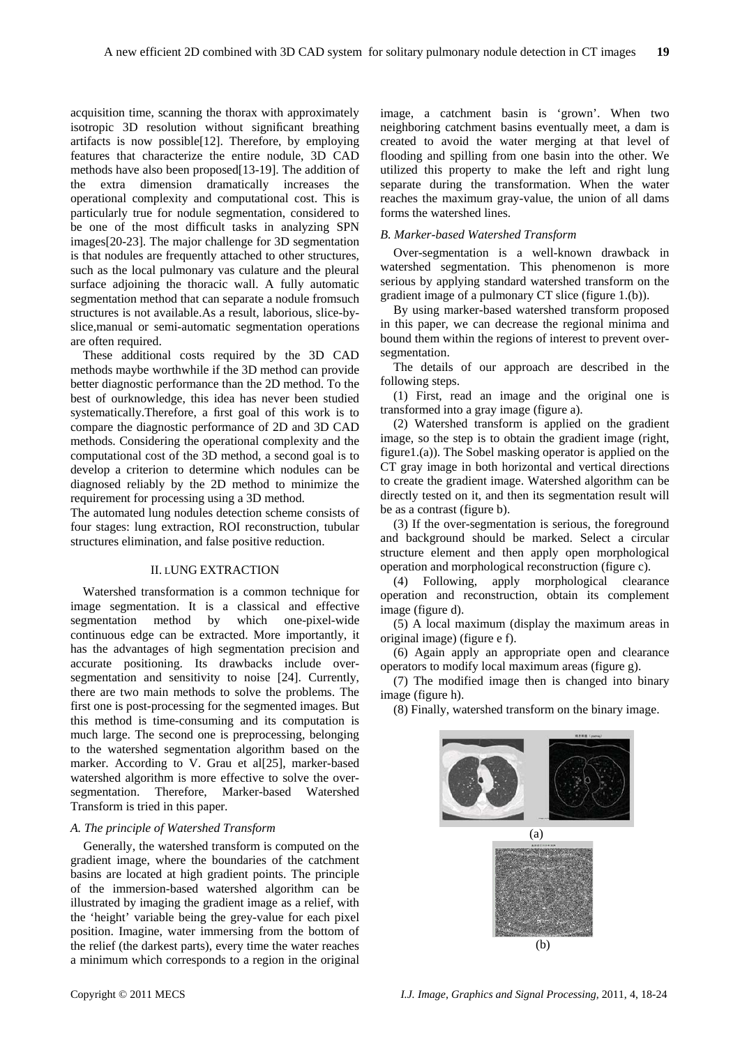acquisition time, scanning the thorax with approximately isotropic 3D resolution without significant breathing artifacts is now possible[12]. Therefore, by employing features that characterize the entire nodule, 3D CAD methods have also been proposed[13-19]. The addition of the extra dimension dramatically increases the operational complexity and computational cost. This is particularly true for nodule segmentation, considered to be one of the most difficult tasks in analyzing SPN images[20-23]. The major challenge for 3D segmentation is that nodules are frequently attached to other structures, such as the local pulmonary vas culature and the pleural surface adjoining the thoracic wall. A fully automatic segmentation method that can separate a nodule fromsuch structures is not available.As a result, laborious, slice-by-slice,manual or semi-automatic segmentation operations are often required.

These additional costs required by the 3D CAD methods maybe worthwhile if the 3D method can provide better diagnostic performance than the 2D method. To the best of ourknowledge, this idea has never been studied systematically.Therefore, a first goal of this work is to compare the diagnostic performance of 2D and 3D CAD methods. Considering the operational complexity and the computational cost of the 3D method, a second goal is to develop a criterion to determine which nodules can be diagnosed reliably by the 2D method to minimize the requirement for processing using a 3D method.

The automated lung nodules detection scheme consists of four stages: lung extraction, ROI reconstruction, tubular structures elimination, and false positive reduction.

## II. LUNG EXTRACTION

Watershed transformation is a common technique for image segmentation. It is a classical and effective segmentation method by which one-pixel-wide continuous edge can be extracted. More importantly, it has the advantages of high segmentation precision and accurate positioning. Its drawbacks include over-segmentation and sensitivity to noise [24]. Currently, there are two main methods to solve the problems. The first one is post-processing for the segmented images. But this method is time-consuming and its computation is much large. The second one is preprocessing, belonging to the watershed segmentation algorithm based on the marker. According to V. Grau et al[25], marker-based watershed algorithm is more effective to solve the over-segmentation. Therefore, Marker-based Watershed Transform is tried in this paper.

### *A. The principle of Watershed Transform*

Generally, the watershed transform is computed on the gradient image, where the boundaries of the catchment basins are located at high gradient points. The principle of the immersion-based watershed algorithm can be illustrated by imaging the gradient image as a relief, with the 'height' variable being the grey-value for each pixel position. Imagine, water immersing from the bottom of the relief (the darkest parts), every time the water reaches a minimum which corresponds to a region in the original image, a catchment basin is 'grown'. When two neighboring catchment basins eventually meet, a dam is created to avoid the water merging at that level of flooding and spilling from one basin into the other. We utilized this property to make the left and right lung separate during the transformation. When the water reaches the maximum gray-value, the union of all dams forms the watershed lines.

### *B. Marker-based Watershed Transform*

Over-segmentation is a well-known drawback in watershed segmentation. This phenomenon is more serious by applying standard watershed transform on the gradient image of a pulmonary CT slice (figure 1.(b)).

By using marker-based watershed transform proposed in this paper, we can decrease the regional minima and bound them within the regions of interest to prevent over-segmentation.

The details of our approach are described in the following steps.

(1) First, read an image and the original one is transformed into a gray image (figure a).

(2) Watershed transform is applied on the gradient image, so the step is to obtain the gradient image (right, figure1.(a)). The Sobel masking operator is applied on the CT gray image in both horizontal and vertical directions to create the gradient image. Watershed algorithm can be directly tested on it, and then its segmentation result will be as a contrast (figure b).

(3) If the over-segmentation is serious, the foreground and background should be marked. Select a circular structure element and then apply open morphological operation and morphological reconstruction (figure c).

(4) Following, apply morphological clearance operation and reconstruction, obtain its complement image (figure d).

(5) A local maximum (display the maximum areas in original image) (figure e f).

(6) Again apply an appropriate open and clearance operators to modify local maximum areas (figure g).

(7) The modified image then is changed into binary image (figure h).

(8) Finally, watershed transform on the binary image.

(a)

(b)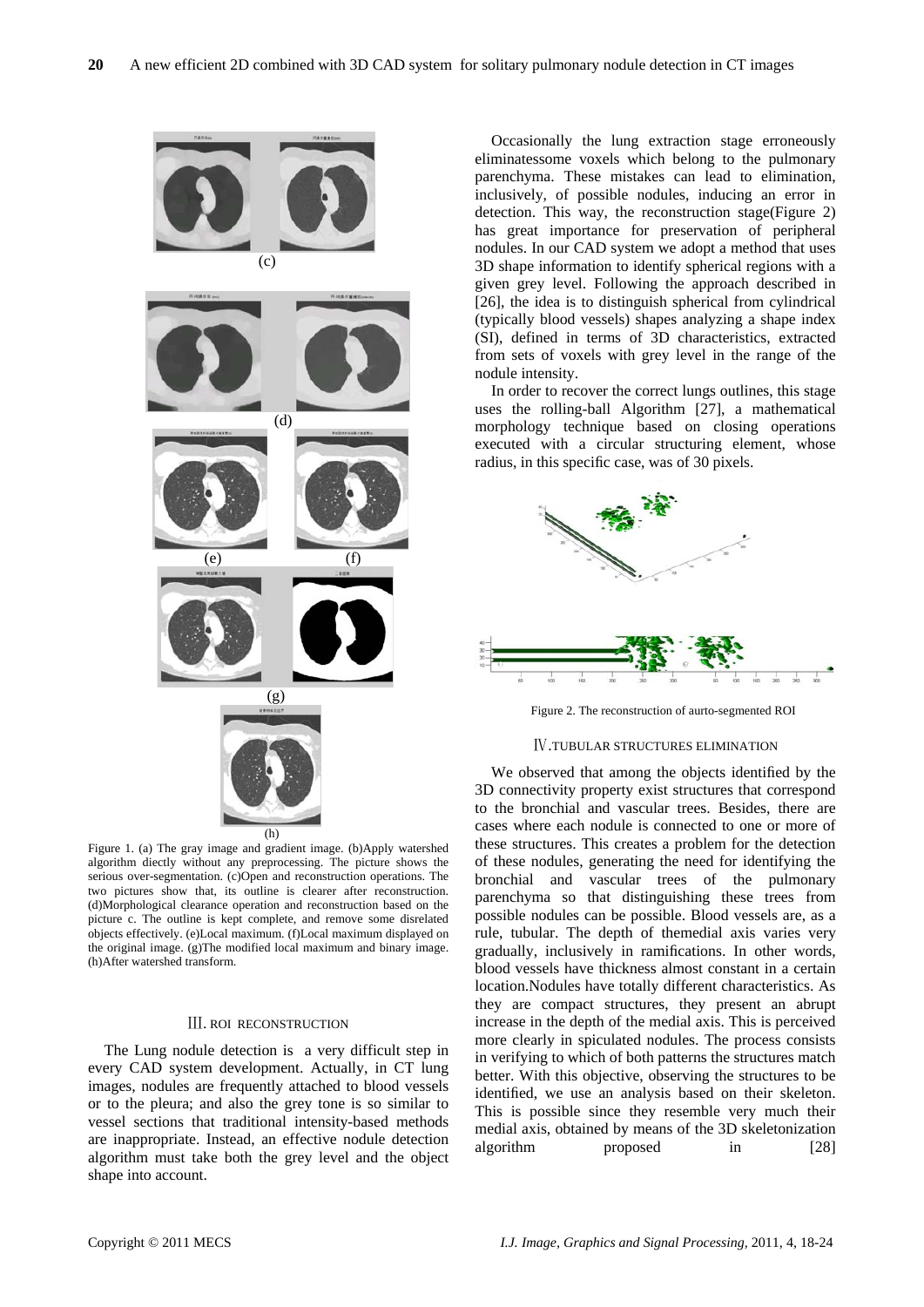(c)

(d)

(e) (f)

(g)

(h)

Figure 1. (a) The gray image and gradient image. (b)Apply watershed algorithm diectly without any preprocessing. The picture shows the serious over-segmentation. (c)Open and reconstruction operations. The two pictures show that, its outline is clearer after reconstruction. (d)Morphological clearance operation and reconstruction based on the picture c. The outline is kept complete, and remove some disrelated objects effectively. (e)Local maximum. (f)Local maximum displayed on the original image. (g)The modified local maximum and binary image. (h)After watershed transform.

## III. ROI RECONSTRUCTION

The Lung nodule detection is a very difficult step in every CAD system development. Actually, in CT lung images, nodules are frequently attached to blood vessels or to the pleura; and also the grey tone is so similar to vessel sections that traditional intensity-based methods are inappropriate. Instead, an effective nodule detection algorithm must take both the grey level and the object shape into account.

Occasionally the lung extraction stage erroneously eliminatessome voxels which belong to the pulmonary parenchyma. These mistakes can lead to elimination, inclusively, of possible nodules, inducing an error in detection. This way, the reconstruction stage(Figure 2) has great importance for preservation of peripheral nodules. In our CAD system we adopt a method that uses 3D shape information to identify spherical regions with a given grey level. Following the approach described in [26], the idea is to distinguish spherical from cylindrical (typically blood vessels) shapes analyzing a shape index (SI), defined in terms of 3D characteristics, extracted from sets of voxels with grey level in the range of the nodule intensity.

In order to recover the correct lungs outlines, this stage uses the rolling-ball Algorithm [27], a mathematical morphology technique based on closing operations executed with a circular structuring element, whose radius, in this specific case, was of 30 pixels.

Figure 2. The reconstruction of aurto-segmented ROI

## IV.TUBULAR STRUCTURES ELIMINATION

We observed that among the objects identified by the 3D connectivity property exist structures that correspond to the bronchial and vascular trees. Besides, there are cases where each nodule is connected to one or more of these structures. This creates a problem for the detection of these nodules, generating the need for identifying the bronchial and vascular trees of the pulmonary parenchyma so that distinguishing these trees from possible nodules can be possible. Blood vessels are, as a rule, tubular. The depth of themedial axis varies very gradually, inclusively in ramifications. In other words, blood vessels have thickness almost constant in a certain location.Nodules have totally different characteristics. As they are compact structures, they present an abrupt increase in the depth of the medial axis. This is perceived more clearly in spiculated nodules. The process consists in verifying to which of both patterns the structures match better. With this objective, observing the structures to be identified, we use an analysis based on their skeleton. This is possible since they resemble very much their medial axis, obtained by means of the 3D skeletonization algorithm proposed in [28]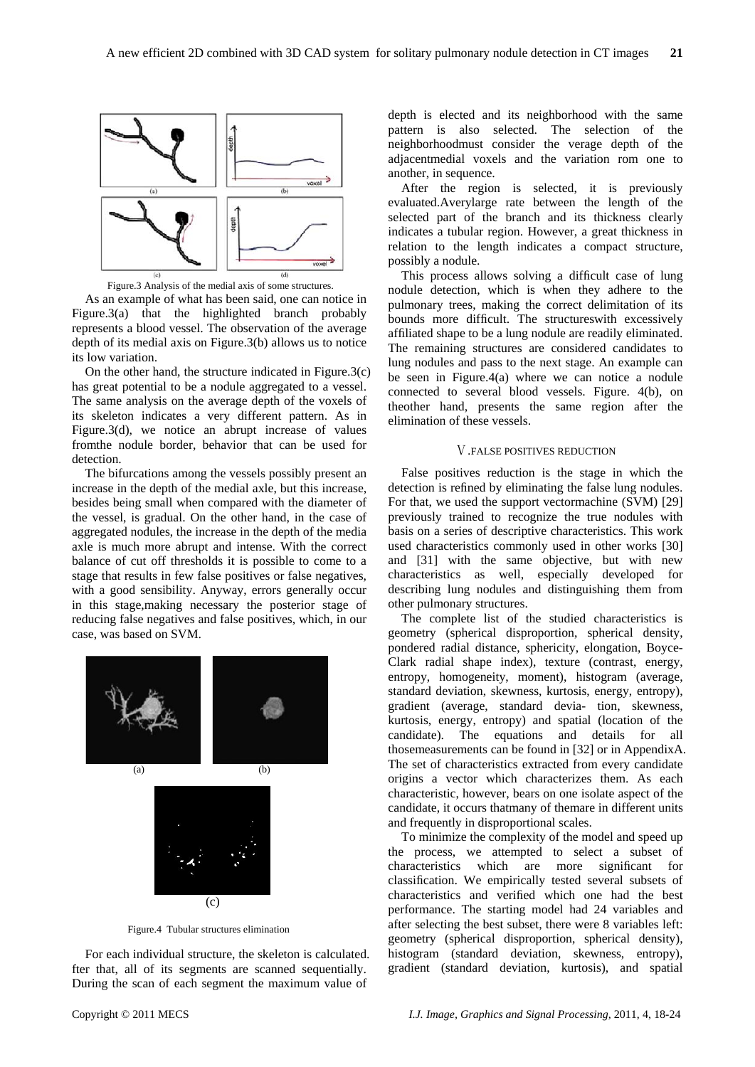Figure.3 Analysis of the medial axis of some structures.

As an example of what has been said, one can notice in Figure.3(a) that the highlighted branch probably represents a blood vessel. The observation of the average depth of its medial axis on Figure.3(b) allows us to notice its low variation.

On the other hand, the structure indicated in Figure.3(c) has great potential to be a nodule aggregated to a vessel. The same analysis on the average depth of the voxels of its skeleton indicates a very different pattern. As in Figure.3(d), we notice an abrupt increase of values fromthe nodule border, behavior that can be used for detection.

The bifurcations among the vessels possibly present an increase in the depth of the medial axle, but this increase, besides being small when compared with the diameter of the vessel, is gradual. On the other hand, in the case of aggregated nodules, the increase in the depth of the media axle is much more abrupt and intense. With the correct balance of cut off thresholds it is possible to come to a stage that results in few false positives or false negatives, with a good sensibility. Anyway, errors generally occur in this stage,making necessary the posterior stage of reducing false negatives and false positives, which, in our case, was based on SVM.

Figure.4 Tubular structures elimination

For each individual structure, the skeleton is calculated. fter that, all of its segments are scanned sequentially. During the scan of each segment the maximum value of depth is elected and its neighborhood with the same pattern is also selected. The selection of the neighborhoodmust consider the verage depth of the adjacentmedial voxels and the variation rom one to another, in sequence.

After the region is selected, it is previously evaluated.Averylarge rate between the length of the selected part of the branch and its thickness clearly indicates a tubular region. However, a great thickness in relation to the length indicates a compact structure, possibly a nodule.

This process allows solving a difficult case of lung nodule detection, which is when they adhere to the pulmonary trees, making the correct delimitation of its bounds more difficult. The structureswith excessively affiliated shape to be a lung nodule are readily eliminated. The remaining structures are considered candidates to lung nodules and pass to the next stage. An example can be seen in Figure.4(a) where we can notice a nodule connected to several blood vessels. Figure. 4(b), on theother hand, presents the same region after the elimination of these vessels.

## Ⅴ.FALSE POSITIVES REDUCTION

False positives reduction is the stage in which the detection is refined by eliminating the false lung nodules. For that, we used the support vectormachine (SVM) [29] previously trained to recognize the true nodules with basis on a series of descriptive characteristics. This work used characteristics commonly used in other works [30] and [31] with the same objective, but with new characteristics as well, especially developed for describing lung nodules and distinguishing them from other pulmonary structures.

The complete list of the studied characteristics is geometry (spherical disproportion, spherical density, pondered radial distance, sphericity, elongation, Boyce-Clark radial shape index), texture (contrast, energy, entropy, homogeneity, moment), histogram (average, standard deviation, skewness, kurtosis, energy, entropy), gradient (average, standard devia- tion, skewness, kurtosis, energy, entropy) and spatial (location of the candidate). The equations and details for all thosemeasurements can be found in [32] or in AppendixA. The set of characteristics extracted from every candidate origins a vector which characterizes them. As each characteristic, however, bears on one isolate aspect of the candidate, it occurs thatmany of themare in different units and frequently in disproportional scales.

To minimize the complexity of the model and speed up the process, we attempted to select a subset of characteristics which are more significant for classification. We empirically tested several subsets of characteristics and verified which one had the best performance. The starting model had 24 variables and after selecting the best subset, there were 8 variables left: geometry (spherical disproportion, spherical density), histogram (standard deviation, skewness, entropy), gradient (standard deviation, kurtosis), and spatial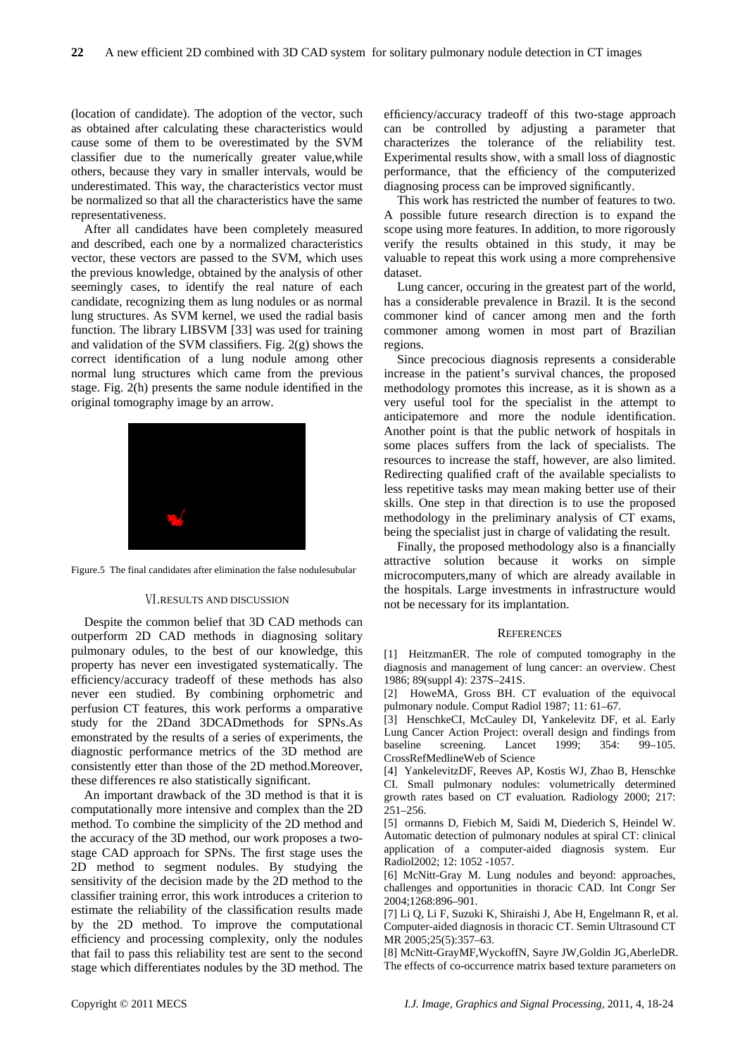(location of candidate). The adoption of the vector, such as obtained after calculating these characteristics would cause some of them to be overestimated by the SVM classifier due to the numerically greater value,while others, because they vary in smaller intervals, would be underestimated. This way, the characteristics vector must be normalized so that all the characteristics have the same representativeness.

After all candidates have been completely measured and described, each one by a normalized characteristics vector, these vectors are passed to the SVM, which uses the previous knowledge, obtained by the analysis of other seemingly cases, to identify the real nature of each candidate, recognizing them as lung nodules or as normal lung structures. As SVM kernel, we used the radial basis function. The library LIBSVM [33] was used for training and validation of the SVM classifiers. Fig. 2(g) shows the correct identification of a lung nodule among other normal lung structures which came from the previous stage. Fig. 2(h) presents the same nodule identified in the original tomography image by an arrow.

Figure.5 The final candidates after elimination the false nodulesubular

## Ⅵ.RESULTS AND DISCUSSION

Despite the common belief that 3D CAD methods can outperform 2D CAD methods in diagnosing solitary pulmonary odules, to the best of our knowledge, this property has never een investigated systematically. The efficiency/accuracy tradeoff of these methods has also never een studied. By combining orphometric and perfusion CT features, this work performs a omparative study for the 2Dand 3DCADmethods for SPNs.As emonstrated by the results of a series of experiments, the diagnostic performance metrics of the 3D method are consistently etter than those of the 2D method.Moreover, these differences re also statistically significant.

An important drawback of the 3D method is that it is computationally more intensive and complex than the 2D method. To combine the simplicity of the 2D method and the accuracy of the 3D method, our work proposes a two-stage CAD approach for SPNs. The first stage uses the 2D method to segment nodules. By studying the sensitivity of the decision made by the 2D method to the classifier training error, this work introduces a criterion to estimate the reliability of the classification results made by the 2D method. To improve the computational efficiency and processing complexity, only the nodules that fail to pass this reliability test are sent to the second stage which differentiates nodules by the 3D method. The efficiency/accuracy tradeoff of this two-stage approach can be controlled by adjusting a parameter that characterizes the tolerance of the reliability test. Experimental results show, with a small loss of diagnostic performance, that the efficiency of the computerized diagnosing process can be improved significantly.

This work has restricted the number of features to two. A possible future research direction is to expand the scope using more features. In addition, to more rigorously verify the results obtained in this study, it may be valuable to repeat this work using a more comprehensive dataset.

Lung cancer, occuring in the greatest part of the world, has a considerable prevalence in Brazil. It is the second commoner kind of cancer among men and the forth commoner among women in most part of Brazilian regions.

Since precocious diagnosis represents a considerable increase in the patient's survival chances, the proposed methodology promotes this increase, as it is shown as a very useful tool for the specialist in the attempt to anticipatemore and more the nodule identification. Another point is that the public network of hospitals in some places suffers from the lack of specialists. The resources to increase the staff, however, are also limited. Redirecting qualified craft of the available specialists to less repetitive tasks may mean making better use of their skills. One step in that direction is to use the proposed methodology in the preliminary analysis of CT exams, being the specialist just in charge of validating the result.

Finally, the proposed methodology also is a financially attractive solution because it works on simple microcomputers,many of which are already available in the hospitals. Large investments in infrastructure would not be necessary for its implantation.

## REFERENCES

[1] HeitzmanER. The role of computed tomography in the diagnosis and management of lung cancer: an overview. Chest 1986; 89(suppl 4): 237S–241S.

[2] HoweMA, Gross BH. CT evaluation of the equivocal pulmonary nodule. Comput Radiol 1987; 11: 61–67.

[3] HenschkeCI, McCauley DI, Yankelevitz DF, et al. Early Lung Cancer Action Project: overall design and findings from baseline screening. Lancet 1999; 354: 99–105. CrossRefMedlineWeb of Science

[4] YankelevitzDF, Reeves AP, Kostis WJ, Zhao B, Henschke CI. Small pulmonary nodules: volumetrically determined growth rates based on CT evaluation. Radiology 2000; 217: 251–256.

[5] ormanns D, Fiebich M, Saidi M, Diederich S, Heindel W. Automatic detection of pulmonary nodules at spiral CT: clinical application of a computer-aided diagnosis system. Eur Radiol2002; 12: 1052 -1057.

[6] McNitt-Gray M. Lung nodules and beyond: approaches, challenges and opportunities in thoracic CAD. Int Congr Ser 2004;1268:896–901.

[7] Li Q, Li F, Suzuki K, Shiraishi J, Abe H, Engelmann R, et al. Computer-aided diagnosis in thoracic CT. Semin Ultrasound CT MR 2005;25(5):357–63.

[8] McNitt-GrayMF,WyckoffN, Sayre JW,Goldin JG,AberleDR. The effects of co-occurrence matrix based texture parameters on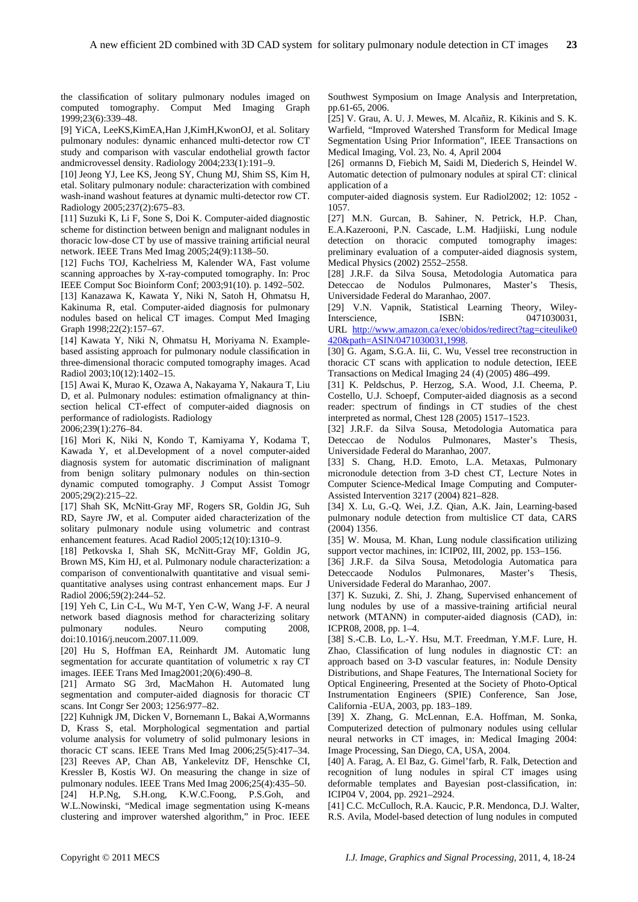the classification of solitary pulmonary nodules imaged on computed tomography. Comput Med Imaging Graph 1999;23(6):339–48.

[9] YiCA, LeeKS,KimEA,Han J,KimH,KwonOJ, et al. Solitary pulmonary nodules: dynamic enhanced multi-detector row CT study and comparison with vascular endothelial growth factor andmicrovessel density. Radiology 2004;233(1):191–9.

[10] Jeong YJ, Lee KS, Jeong SY, Chung MJ, Shim SS, Kim H, etal. Solitary pulmonary nodule: characterization with combined wash-inand washout features at dynamic multi-detector row CT. Radiology 2005;237(2):675–83.

[11] Suzuki K, Li F, Sone S, Doi K. Computer-aided diagnostic scheme for distinction between benign and malignant nodules in thoracic low-dose CT by use of massive training artificial neural network. IEEE Trans Med Imag 2005;24(9):1138–50.

[12] Fuchs TOJ, Kachelriess M, Kalender WA, Fast volume scanning approaches by X-ray-computed tomography. In: Proc IEEE Comput Soc Bioinform Conf; 2003;91(10). p. 1492–502.

[13] Kanazawa K, Kawata Y, Niki N, Satoh H, Ohmatsu H, Kakinuma R, etal. Computer-aided diagnosis for pulmonary nodules based on helical CT images. Comput Med Imaging Graph 1998;22(2):157–67.

[14] Kawata Y, Niki N, Ohmatsu H, Moriyama N. Example-based assisting approach for pulmonary nodule classification in three-dimensional thoracic computed tomography images. Acad Radiol 2003;10(12):1402–15.

[15] Awai K, Murao K, Ozawa A, Nakayama Y, Nakaura T, Liu D, et al. Pulmonary nodules: estimation ofmalignancy at thin-section helical CT-effect of computer-aided diagnosis on performance of radiologists. Radiology 2006;239(1):276–84.

[16] Mori K, Niki N, Kondo T, Kamiyama Y, Kodama T, Kawada Y, et al.Development of a novel computer-aided diagnosis system for automatic discrimination of malignant from benign solitary pulmonary nodules on thin-section dynamic computed tomography. J Comput Assist Tomogr 2005;29(2):215–22.

[17] Shah SK, McNitt-Gray MF, Rogers SR, Goldin JG, Suh RD, Sayre JW, et al. Computer aided characterization of the solitary pulmonary nodule using volumetric and contrast enhancement features. Acad Radiol 2005;12(10):1310–9.

[18] Petkovska I, Shah SK, McNitt-Gray MF, Goldin JG, Brown MS, Kim HJ, et al. Pulmonary nodule characterization: a comparison of conventionalwith quantitative and visual semi-quantitative analyses using contrast enhancement maps. Eur J Radiol 2006;59(2):244–52.

[19] Yeh C, Lin C-L, Wu M-T, Yen C-W, Wang J-F. A neural network based diagnosis method for characterizing solitary pulmonary nodules. Neuro computing 2008, doi:10.1016/j.neucom.2007.11.009.

[20] Hu S, Hoffman EA, Reinhardt JM. Automatic lung segmentation for accurate quantitation of volumetric x ray CT images. IEEE Trans Med Imag2001;20(6):490–8.

[21] Armato SG 3rd, MacMahon H. Automated lung segmentation and computer-aided diagnosis for thoracic CT scans. Int Congr Ser 2003; 1256:977–82.

[22] Kuhnigk JM, Dicken V, Bornemann L, Bakai A,Wormanns D, Krass S, etal. Morphological segmentation and partial volume analysis for volumetry of solid pulmonary lesions in thoracic CT scans. IEEE Trans Med Imag 2006;25(5):417–34.

[23] Reeves AP, Chan AB, Yankelevitz DF, Henschke CI, Kressler B, Kostis WJ. On measuring the change in size of pulmonary nodules. IEEE Trans Med Imag 2006;25(4):435–50.

[24] H.P.Ng, S.H.ong, K.W.C.Foong, P.S.Goh, and W.L.Nowinski, "Medical image segmentation using K-means clustering and improver watershed algorithm," in Proc. IEEE Southwest Symposium on Image Analysis and Interpretation, pp.61-65, 2006.

[25] V. Grau, A. U. J. Mewes, M. Alcañiz, R. Kikinis and S. K. Warfield, "Improved Watershed Transform for Medical Image Segmentation Using Prior Information", IEEE Transactions on Medical Imaging, Vol. 23, No. 4, April 2004

[26] ormanns D, Fiebich M, Saidi M, Diederich S, Heindel W. Automatic detection of pulmonary nodules at spiral CT: clinical application of a

computer-aided diagnosis system. Eur Radiol2002; 12: 1052 - 1057.

[27] M.N. Gurcan, B. Sahiner, N. Petrick, H.P. Chan, E.A.Kazerooni, P.N. Cascade, L.M. Hadjiiski, Lung nodule detection on thoracic computed tomography images: preliminary evaluation of a computer-aided diagnosis system, Medical Physics (2002) 2552–2558.

[28] J.R.F. da Silva Sousa, Metodologia Automatica para Deteccao de Nodulos Pulmonares, Master's Thesis, Universidade Federal do Maranhao, 2007.

[29] V.N. Vapnik, Statistical Learning Theory, Wiley-Interscience, ISBN: 0471030031, URL http://www.amazon.ca/exec/obidos/redirect?tag=citeulike0420&path=ASIN/0471030031,1998.

[30] G. Agam, S.G.A. Iii, C. Wu, Vessel tree reconstruction in thoracic CT scans with application to nodule detection, IEEE Transactions on Medical Imaging 24 (4) (2005) 486–499.

[31] K. Peldschus, P. Herzog, S.A. Wood, J.I. Cheema, P. Costello, U.J. Schoepf, Computer-aided diagnosis as a second reader: spectrum of findings in CT studies of the chest interpreted as normal, Chest 128 (2005) 1517–1523.

[32] J.R.F. da Silva Sousa, Metodologia Automatica para Deteccao de Nodulos Pulmonares, Master's Thesis, Universidade Federal do Maranhao, 2007.

[33] S. Chang, H.D. Emoto, L.A. Metaxas, Pulmonary micronodule detection from 3-D chest CT, Lecture Notes in Computer Science-Medical Image Computing and Computer-Assisted Intervention 3217 (2004) 821–828.

[34] X. Lu, G.-Q. Wei, J.Z. Qian, A.K. Jain, Learning-based pulmonary nodule detection from multislice CT data, CARS (2004) 1356.

[35] W. Mousa, M. Khan, Lung nodule classification utilizing support vector machines, in: ICIP02, III, 2002, pp. 153–156.

[36] J.R.F. da Silva Sousa, Metodologia Automatica para Deteccaode Nodulos Pulmonares, Master's Thesis, Universidade Federal do Maranhao, 2007.

[37] K. Suzuki, Z. Shi, J. Zhang, Supervised enhancement of lung nodules by use of a massive-training artificial neural network (MTANN) in computer-aided diagnosis (CAD), in: ICPR08, 2008, pp. 1–4.

[38] S.-C.B. Lo, L.-Y. Hsu, M.T. Freedman, Y.M.F. Lure, H. Zhao, Classification of lung nodules in diagnostic CT: an approach based on 3-D vascular features, in: Nodule Density Distributions, and Shape Features, The International Society for Optical Engineering, Presented at the Society of Photo-Optical Instrumentation Engineers (SPIE) Conference, San Jose, California -EUA, 2003, pp. 183–189.

[39] X. Zhang, G. McLennan, E.A. Hoffman, M. Sonka, Computerized detection of pulmonary nodules using cellular neural networks in CT images, in: Medical Imaging 2004: Image Processing, San Diego, CA, USA, 2004.

[40] A. Farag, A. El Baz, G. Gimel'farb, R. Falk, Detection and recognition of lung nodules in spiral CT images using deformable templates and Bayesian post-classification, in: ICIP04 V, 2004, pp. 2921–2924.

[41] C.C. McCulloch, R.A. Kaucic, P.R. Mendonca, D.J. Walter, R.S. Avila, Model-based detection of lung nodules in computed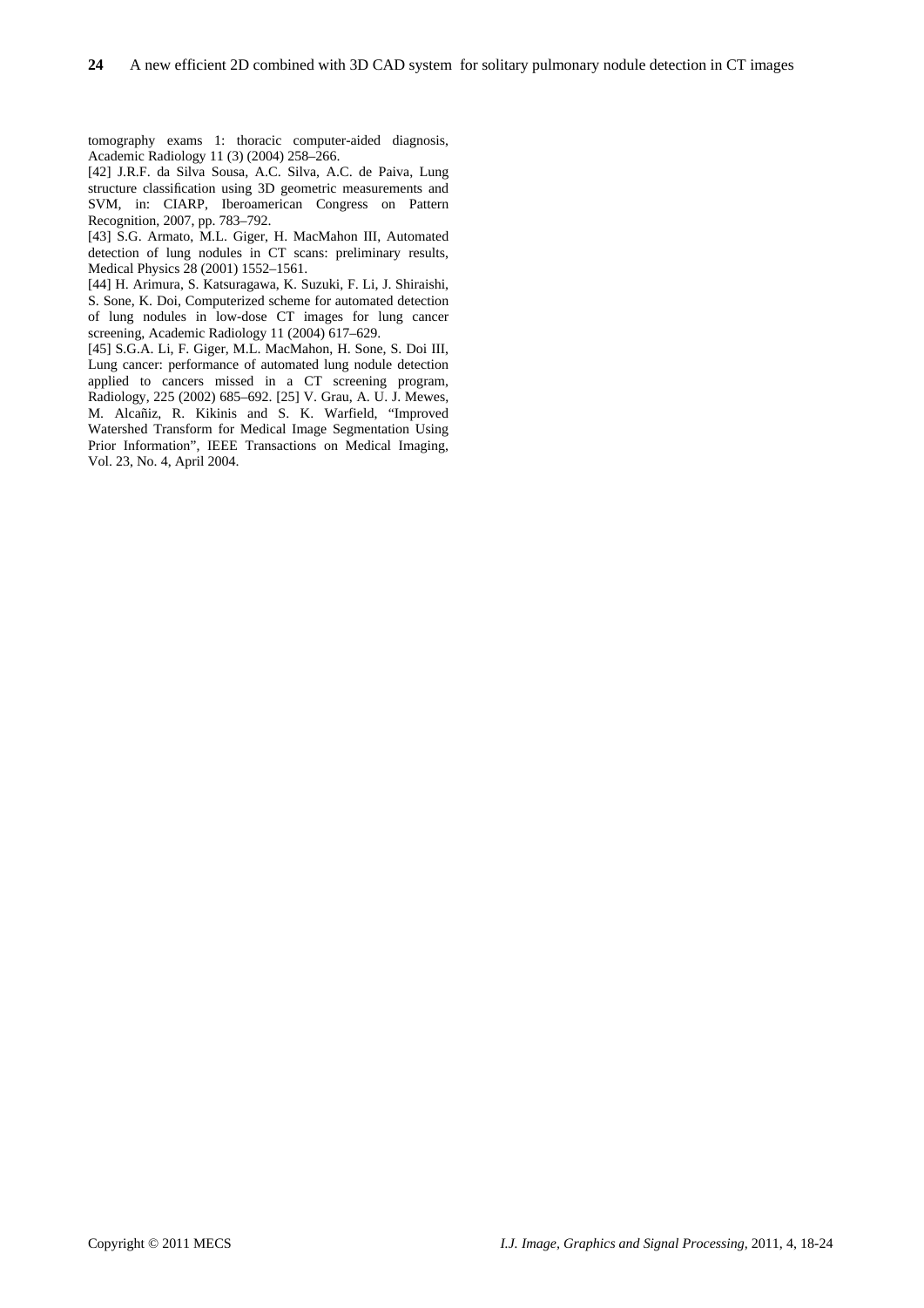tomography exams 1: thoracic computer-aided diagnosis, Academic Radiology 11 (3) (2004) 258–266.

[42] J.R.F. da Silva Sousa, A.C. Silva, A.C. de Paiva, Lung structure classification using 3D geometric measurements and SVM, in: CIARP, Iberoamerican Congress on Pattern Recognition, 2007, pp. 783–792.

[43] S.G. Armato, M.L. Giger, H. MacMahon III, Automated detection of lung nodules in CT scans: preliminary results, Medical Physics 28 (2001) 1552–1561.

[44] H. Arimura, S. Katsuragawa, K. Suzuki, F. Li, J. Shiraishi, S. Sone, K. Doi, Computerized scheme for automated detection of lung nodules in low-dose CT images for lung cancer screening, Academic Radiology 11 (2004) 617–629.

[45] S.G.A. Li, F. Giger, M.L. MacMahon, H. Sone, S. Doi III, Lung cancer: performance of automated lung nodule detection applied to cancers missed in a CT screening program, Radiology, 225 (2002) 685–692. [25] V. Grau, A. U. J. Mewes, M. Alcañiz, R. Kikinis and S. K. Warfield, "Improved Watershed Transform for Medical Image Segmentation Using Prior Information", IEEE Transactions on Medical Imaging, Vol. 23, No. 4, April 2004.